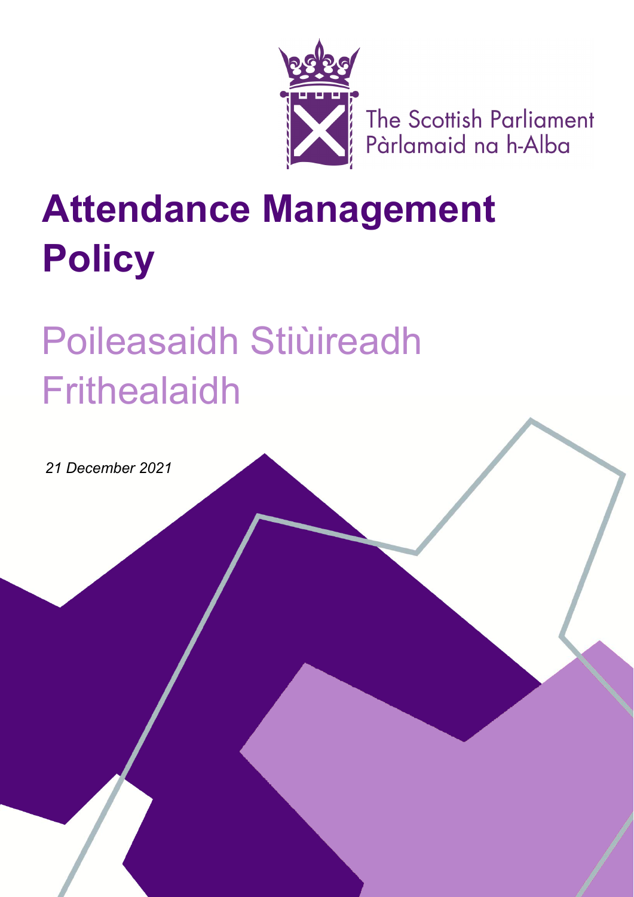The Scottish Parliament
Pàrlamaid na h-Alba

# Attendance Management Policy

# Poileasaidh Stiùireadh Frithealaidh

*21 December 2021*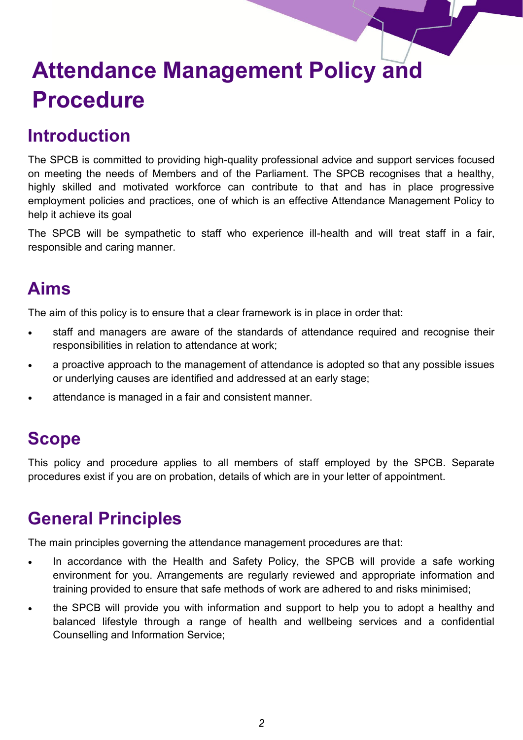# Attendance Management Policy and Procedure

## Introduction

The SPCB is committed to providing high-quality professional advice and support services focused on meeting the needs of Members and of the Parliament. The SPCB recognises that a healthy, highly skilled and motivated workforce can contribute to that and has in place progressive employment policies and practices, one of which is an effective Attendance Management Policy to help it achieve its goal

The SPCB will be sympathetic to staff who experience ill-health and will treat staff in a fair, responsible and caring manner.

## Aims

The aim of this policy is to ensure that a clear framework is in place in order that:

- staff and managers are aware of the standards of attendance required and recognise their responsibilities in relation to attendance at work;
- a proactive approach to the management of attendance is adopted so that any possible issues or underlying causes are identified and addressed at an early stage;
- attendance is managed in a fair and consistent manner.

## Scope

This policy and procedure applies to all members of staff employed by the SPCB. Separate procedures exist if you are on probation, details of which are in your letter of appointment.

## General Principles

The main principles governing the attendance management procedures are that:

- In accordance with the Health and Safety Policy, the SPCB will provide a safe working environment for you. Arrangements are regularly reviewed and appropriate information and training provided to ensure that safe methods of work are adhered to and risks minimised;
- the SPCB will provide you with information and support to help you to adopt a healthy and balanced lifestyle through a range of health and wellbeing services and a confidential Counselling and Information Service;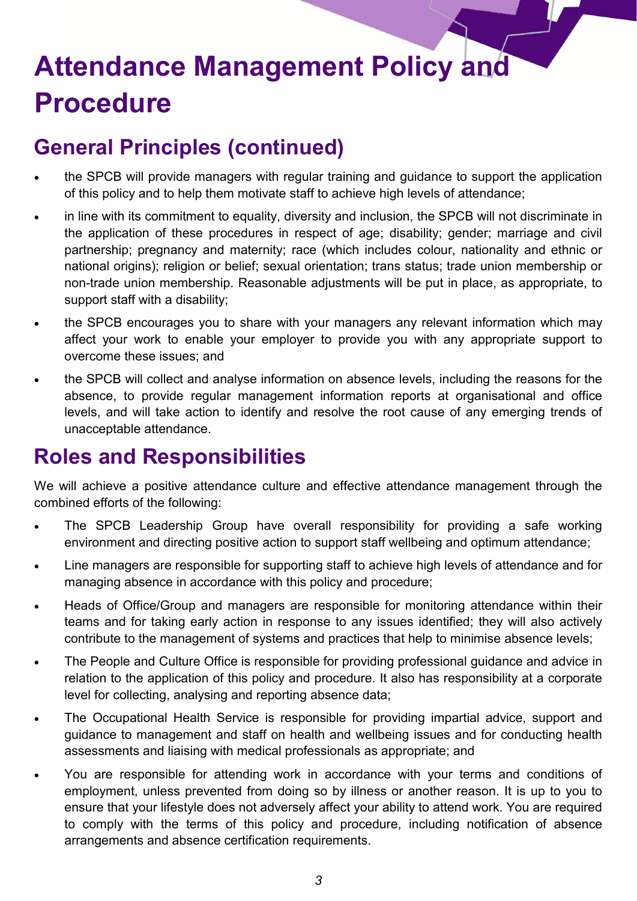# Attendance Management Policy and Procedure

## General Principles (continued)

- the SPCB will provide managers with regular training and guidance to support the application of this policy and to help them motivate staff to achieve high levels of attendance;
- in line with its commitment to equality, diversity and inclusion, the SPCB will not discriminate in the application of these procedures in respect of age; disability; gender; marriage and civil partnership; pregnancy and maternity; race (which includes colour, nationality and ethnic or national origins); religion or belief; sexual orientation; trans status; trade union membership or non-trade union membership. Reasonable adjustments will be put in place, as appropriate, to support staff with a disability;
- the SPCB encourages you to share with your managers any relevant information which may affect your work to enable your employer to provide you with any appropriate support to overcome these issues; and
- the SPCB will collect and analyse information on absence levels, including the reasons for the absence, to provide regular management information reports at organisational and office levels, and will take action to identify and resolve the root cause of any emerging trends of unacceptable attendance.

## Roles and Responsibilities

We will achieve a positive attendance culture and effective attendance management through the combined efforts of the following:

- The SPCB Leadership Group have overall responsibility for providing a safe working environment and directing positive action to support staff wellbeing and optimum attendance;
- Line managers are responsible for supporting staff to achieve high levels of attendance and for managing absence in accordance with this policy and procedure;
- Heads of Office/Group and managers are responsible for monitoring attendance within their teams and for taking early action in response to any issues identified; they will also actively contribute to the management of systems and practices that help to minimise absence levels;
- The People and Culture Office is responsible for providing professional guidance and advice in relation to the application of this policy and procedure. It also has responsibility at a corporate level for collecting, analysing and reporting absence data;
- The Occupational Health Service is responsible for providing impartial advice, support and guidance to management and staff on health and wellbeing issues and for conducting health assessments and liaising with medical professionals as appropriate; and
- You are responsible for attending work in accordance with your terms and conditions of employment, unless prevented from doing so by illness or another reason. It is up to you to ensure that your lifestyle does not adversely affect your ability to attend work. You are required to comply with the terms of this policy and procedure, including notification of absence arrangements and absence certification requirements.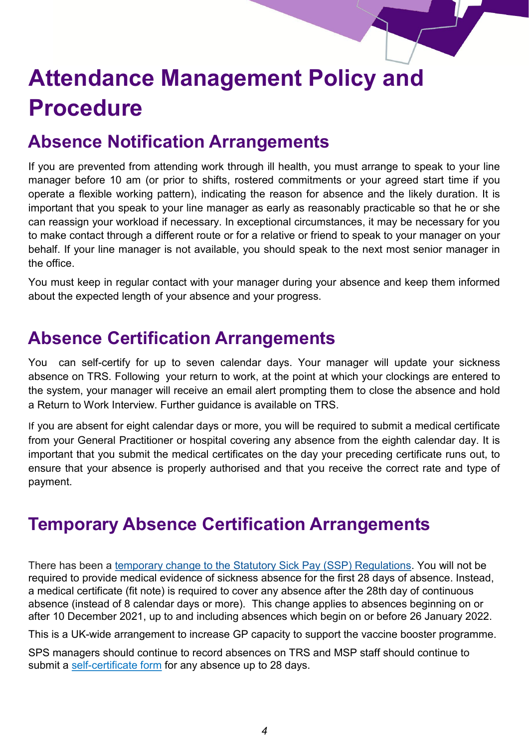# Attendance Management Policy and Procedure

## Absence Notification Arrangements

If you are prevented from attending work through ill health, you must arrange to speak to your line manager before 10 am (or prior to shifts, rostered commitments or your agreed start time if you operate a flexible working pattern), indicating the reason for absence and the likely duration. It is important that you speak to your line manager as early as reasonably practicable so that he or she can reassign your workload if necessary. In exceptional circumstances, it may be necessary for you to make contact through a different route or for a relative or friend to speak to your manager on your behalf. If your line manager is not available, you should speak to the next most senior manager in the office.

You must keep in regular contact with your manager during your absence and keep them informed about the expected length of your absence and your progress.

## Absence Certification Arrangements

You can self-certify for up to seven calendar days. Your manager will update your sickness absence on TRS. Following your return to work, at the point at which your clockings are entered to the system, your manager will receive an email alert prompting them to close the absence and hold a Return to Work Interview. Further guidance is available on TRS.

If you are absent for eight calendar days or more, you will be required to submit a medical certificate from your General Practitioner or hospital covering any absence from the eighth calendar day. It is important that you submit the medical certificates on the day your preceding certificate runs out, to ensure that your absence is properly authorised and that you receive the correct rate and type of payment.

## Temporary Absence Certification Arrangements

There has been a temporary change to the Statutory Sick Pay (SSP) Regulations. You will not be required to provide medical evidence of sickness absence for the first 28 days of absence. Instead, a medical certificate (fit note) is required to cover any absence after the 28th day of continuous absence (instead of 8 calendar days or more). This change applies to absences beginning on or after 10 December 2021, up to and including absences which begin on or before 26 January 2022.

This is a UK-wide arrangement to increase GP capacity to support the vaccine booster programme.

SPS managers should continue to record absences on TRS and MSP staff should continue to submit a self-certificate form for any absence up to 28 days.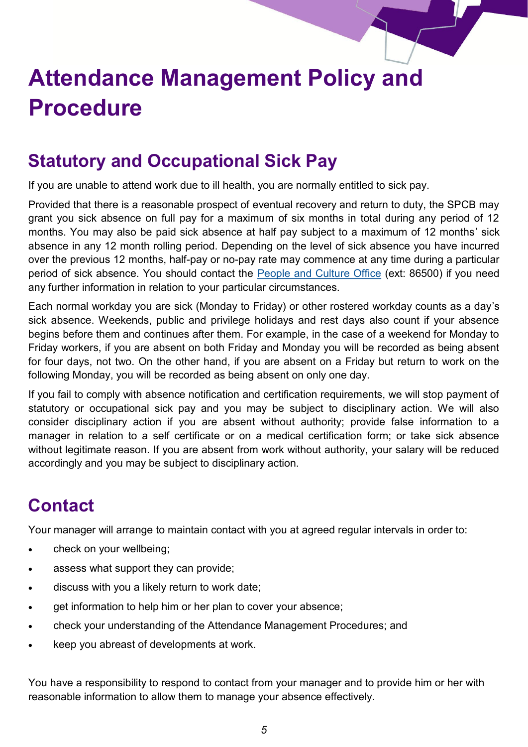# Attendance Management Policy and Procedure

## Statutory and Occupational Sick Pay

If you are unable to attend work due to ill health, you are normally entitled to sick pay.

Provided that there is a reasonable prospect of eventual recovery and return to duty, the SPCB may grant you sick absence on full pay for a maximum of six months in total during any period of 12 months. You may also be paid sick absence at half pay subject to a maximum of 12 months' sick absence in any 12 month rolling period. Depending on the level of sick absence you have incurred over the previous 12 months, half-pay or no-pay rate may commence at any time during a particular period of sick absence. You should contact the People and Culture Office (ext: 86500) if you need any further information in relation to your particular circumstances.

Each normal workday you are sick (Monday to Friday) or other rostered workday counts as a day's sick absence. Weekends, public and privilege holidays and rest days also count if your absence begins before them and continues after them. For example, in the case of a weekend for Monday to Friday workers, if you are absent on both Friday and Monday you will be recorded as being absent for four days, not two. On the other hand, if you are absent on a Friday but return to work on the following Monday, you will be recorded as being absent on only one day.

If you fail to comply with absence notification and certification requirements, we will stop payment of statutory or occupational sick pay and you may be subject to disciplinary action. We will also consider disciplinary action if you are absent without authority; provide false information to a manager in relation to a self certificate or on a medical certification form; or take sick absence without legitimate reason. If you are absent from work without authority, your salary will be reduced accordingly and you may be subject to disciplinary action.

## Contact

Your manager will arrange to maintain contact with you at agreed regular intervals in order to:

- check on your wellbeing;
- assess what support they can provide;
- discuss with you a likely return to work date;
- get information to help him or her plan to cover your absence;
- check your understanding of the Attendance Management Procedures; and
- keep you abreast of developments at work.

You have a responsibility to respond to contact from your manager and to provide him or her with reasonable information to allow them to manage your absence effectively.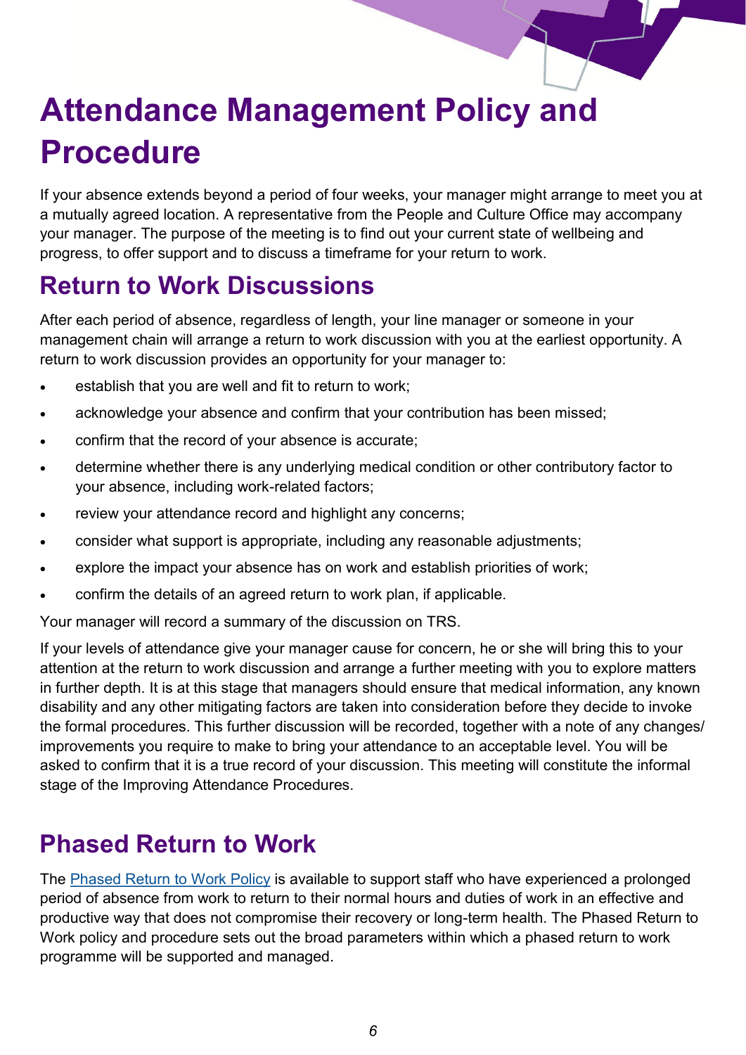# Attendance Management Policy and Procedure

If your absence extends beyond a period of four weeks, your manager might arrange to meet you at a mutually agreed location. A representative from the People and Culture Office may accompany your manager. The purpose of the meeting is to find out your current state of wellbeing and progress, to offer support and to discuss a timeframe for your return to work.

## Return to Work Discussions

After each period of absence, regardless of length, your line manager or someone in your management chain will arrange a return to work discussion with you at the earliest opportunity. A return to work discussion provides an opportunity for your manager to:

- establish that you are well and fit to return to work;
- acknowledge your absence and confirm that your contribution has been missed;
- confirm that the record of your absence is accurate;
- determine whether there is any underlying medical condition or other contributory factor to your absence, including work-related factors;
- review your attendance record and highlight any concerns;
- consider what support is appropriate, including any reasonable adjustments;
- explore the impact your absence has on work and establish priorities of work;
- confirm the details of an agreed return to work plan, if applicable.

Your manager will record a summary of the discussion on TRS.

If your levels of attendance give your manager cause for concern, he or she will bring this to your attention at the return to work discussion and arrange a further meeting with you to explore matters in further depth. It is at this stage that managers should ensure that medical information, any known disability and any other mitigating factors are taken into consideration before they decide to invoke the formal procedures. This further discussion will be recorded, together with a note of any changes/ improvements you require to make to bring your attendance to an acceptable level. You will be asked to confirm that it is a true record of your discussion. This meeting will constitute the informal stage of the Improving Attendance Procedures.

## Phased Return to Work

The [Phased Return to Work Policy]() is available to support staff who have experienced a prolonged period of absence from work to return to their normal hours and duties of work in an effective and productive way that does not compromise their recovery or long-term health. The Phased Return to Work policy and procedure sets out the broad parameters within which a phased return to work programme will be supported and managed.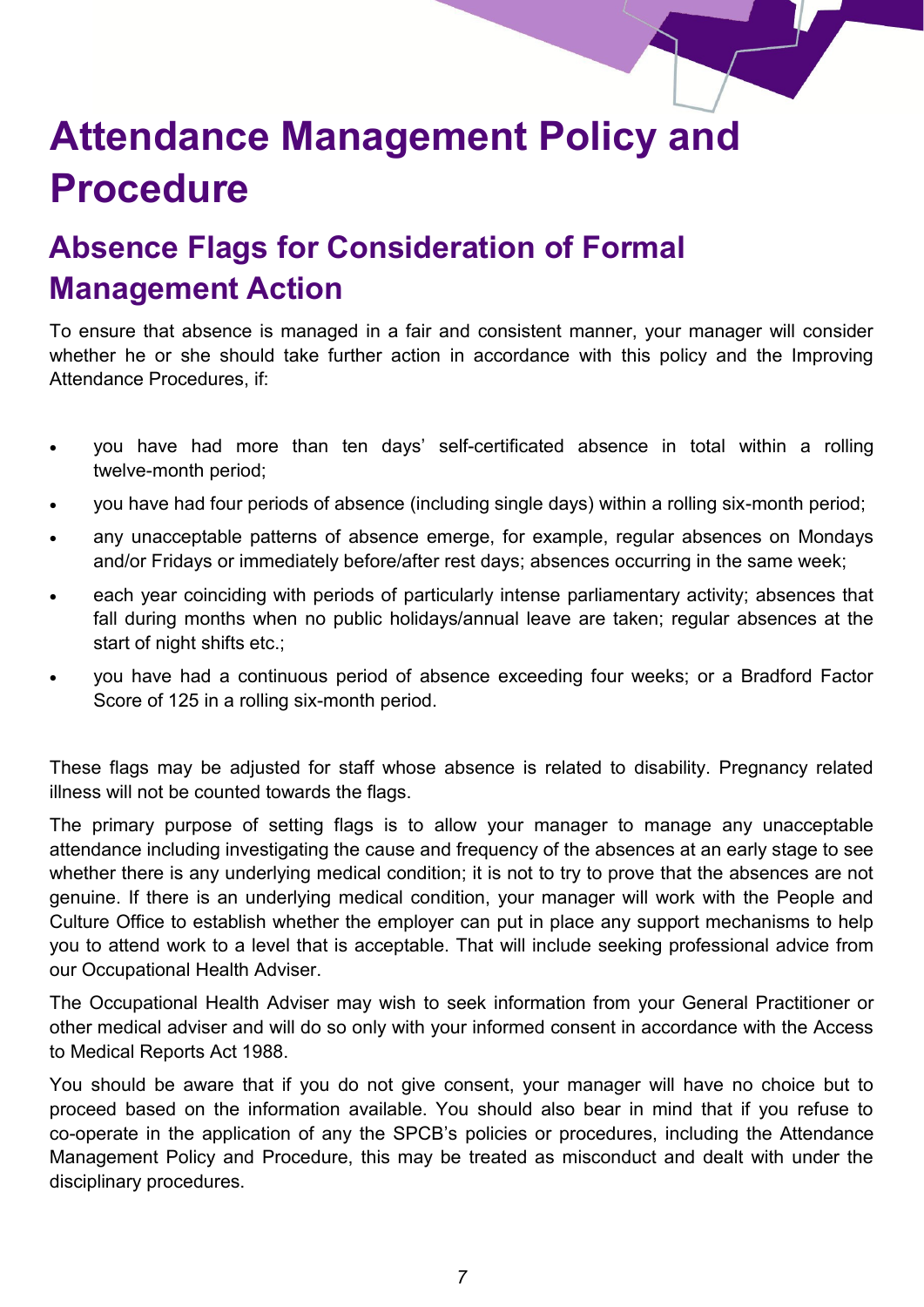# Attendance Management Policy and Procedure

## Absence Flags for Consideration of Formal Management Action

To ensure that absence is managed in a fair and consistent manner, your manager will consider whether he or she should take further action in accordance with this policy and the Improving Attendance Procedures, if:

- you have had more than ten days' self-certificated absence in total within a rolling twelve-month period;
- you have had four periods of absence (including single days) within a rolling six-month period;
- any unacceptable patterns of absence emerge, for example, regular absences on Mondays and/or Fridays or immediately before/after rest days; absences occurring in the same week;
- each year coinciding with periods of particularly intense parliamentary activity; absences that fall during months when no public holidays/annual leave are taken; regular absences at the start of night shifts etc.;
- you have had a continuous period of absence exceeding four weeks; or a Bradford Factor Score of 125 in a rolling six-month period.

These flags may be adjusted for staff whose absence is related to disability. Pregnancy related illness will not be counted towards the flags.

The primary purpose of setting flags is to allow your manager to manage any unacceptable attendance including investigating the cause and frequency of the absences at an early stage to see whether there is any underlying medical condition; it is not to try to prove that the absences are not genuine. If there is an underlying medical condition, your manager will work with the People and Culture Office to establish whether the employer can put in place any support mechanisms to help you to attend work to a level that is acceptable. That will include seeking professional advice from our Occupational Health Adviser.

The Occupational Health Adviser may wish to seek information from your General Practitioner or other medical adviser and will do so only with your informed consent in accordance with the Access to Medical Reports Act 1988.

You should be aware that if you do not give consent, your manager will have no choice but to proceed based on the information available. You should also bear in mind that if you refuse to co-operate in the application of any the SPCB's policies or procedures, including the Attendance Management Policy and Procedure, this may be treated as misconduct and dealt with under the disciplinary procedures.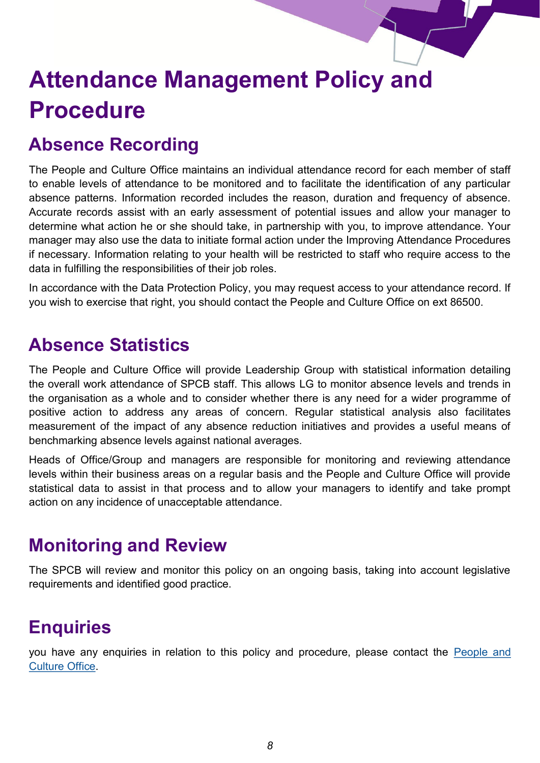# Attendance Management Policy and Procedure

## Absence Recording

The People and Culture Office maintains an individual attendance record for each member of staff to enable levels of attendance to be monitored and to facilitate the identification of any particular absence patterns. Information recorded includes the reason, duration and frequency of absence. Accurate records assist with an early assessment of potential issues and allow your manager to determine what action he or she should take, in partnership with you, to improve attendance. Your manager may also use the data to initiate formal action under the Improving Attendance Procedures if necessary. Information relating to your health will be restricted to staff who require access to the data in fulfilling the responsibilities of their job roles.

In accordance with the Data Protection Policy, you may request access to your attendance record. If you wish to exercise that right, you should contact the People and Culture Office on ext 86500.

## Absence Statistics

The People and Culture Office will provide Leadership Group with statistical information detailing the overall work attendance of SPCB staff. This allows LG to monitor absence levels and trends in the organisation as a whole and to consider whether there is any need for a wider programme of positive action to address any areas of concern. Regular statistical analysis also facilitates measurement of the impact of any absence reduction initiatives and provides a useful means of benchmarking absence levels against national averages.

Heads of Office/Group and managers are responsible for monitoring and reviewing attendance levels within their business areas on a regular basis and the People and Culture Office will provide statistical data to assist in that process and to allow your managers to identify and take prompt action on any incidence of unacceptable attendance.

## Monitoring and Review

The SPCB will review and monitor this policy on an ongoing basis, taking into account legislative requirements and identified good practice.

## Enquiries

you have any enquiries in relation to this policy and procedure, please contact the People and Culture Office.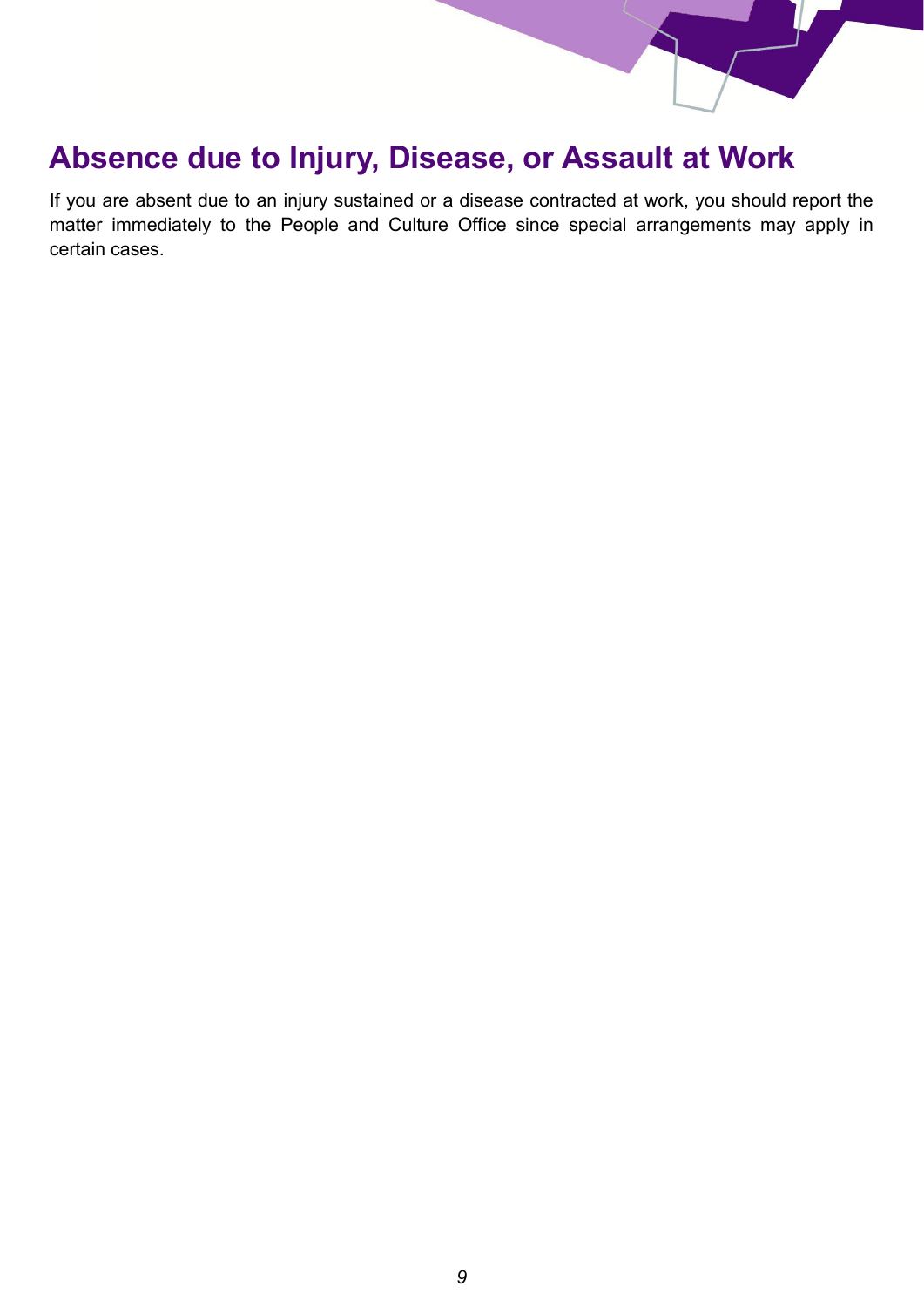## Absence due to Injury, Disease, or Assault at Work

If you are absent due to an injury sustained or a disease contracted at work, you should report the matter immediately to the People and Culture Office since special arrangements may apply in certain cases.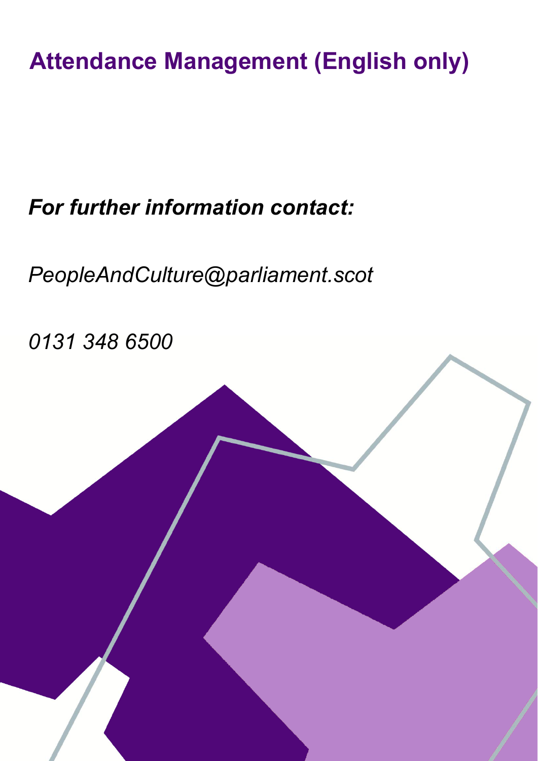# Attendance Management (English only)

***For further information contact:***

*PeopleAndCulture@parliament.scot*

*0131 348 6500*